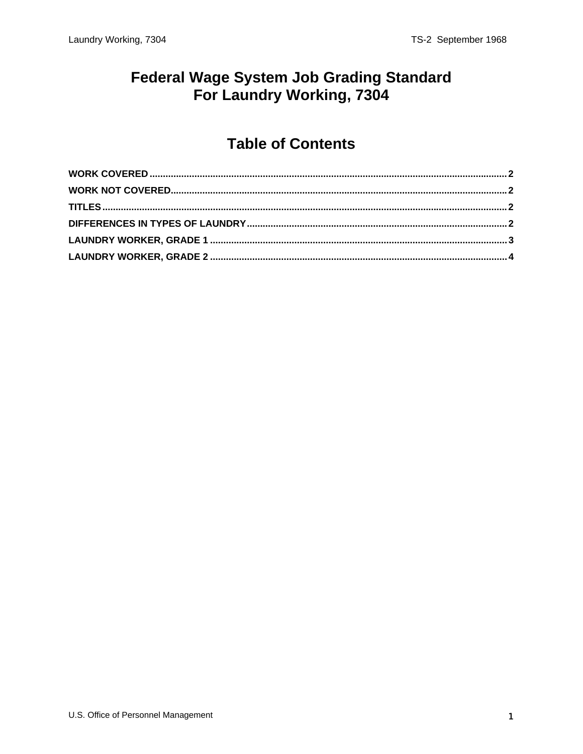# Federal Wage System Job Grading Standard For Laundry Working, 7304

## Table of Contents

WORK COVERED .......... 2
WORK NOT COVERED .......... 2
TITLES .......... 2
DIFFERENCES IN TYPES OF LAUNDRY .......... 2
LAUNDRY WORKER, GRADE 1 .......... 3
LAUNDRY WORKER, GRADE 2 .......... 4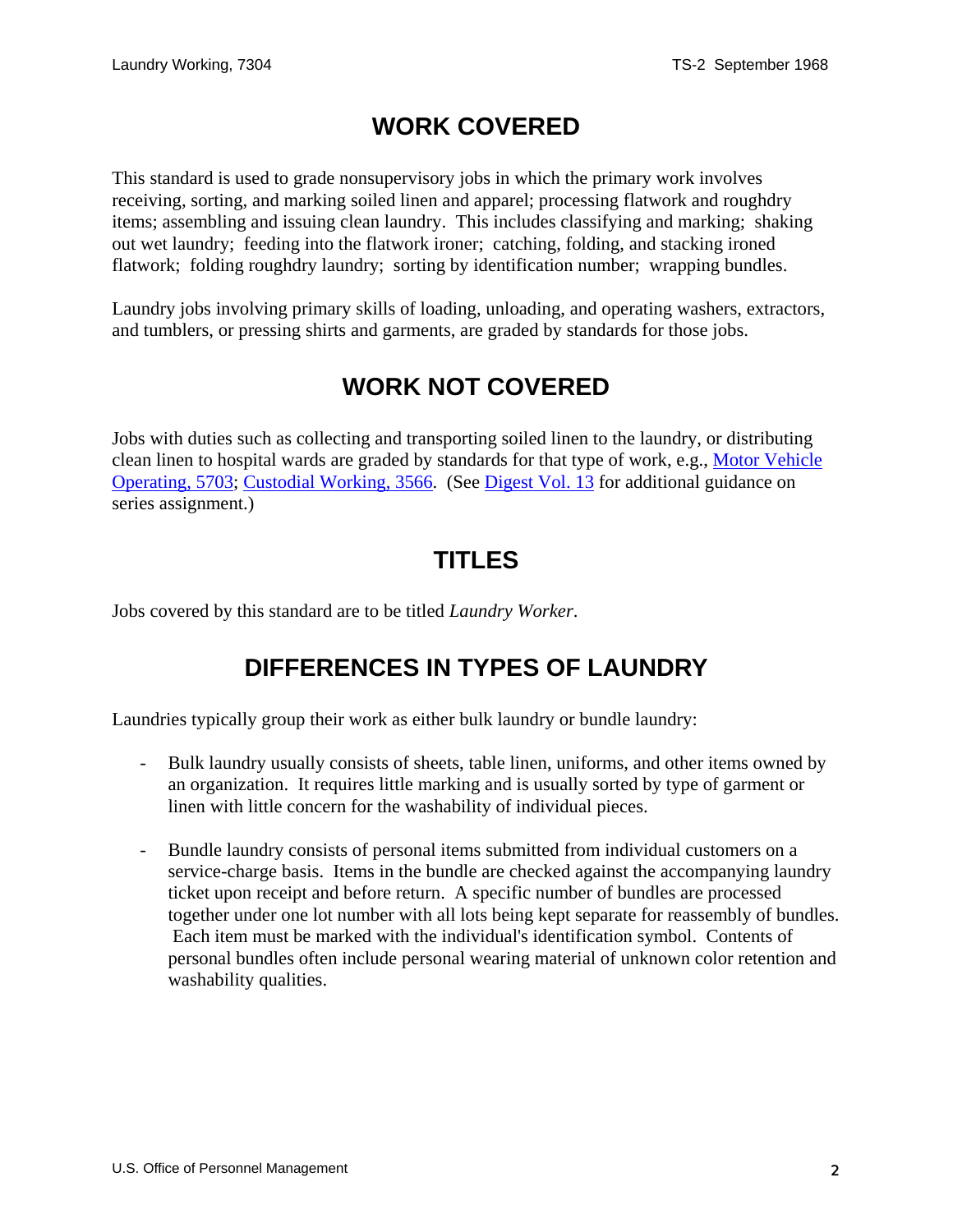## WORK COVERED

This standard is used to grade nonsupervisory jobs in which the primary work involves receiving, sorting, and marking soiled linen and apparel; processing flatwork and roughdry items; assembling and issuing clean laundry. This includes classifying and marking; shaking out wet laundry; feeding into the flatwork ironer; catching, folding, and stacking ironed flatwork; folding roughdry laundry; sorting by identification number; wrapping bundles.

Laundry jobs involving primary skills of loading, unloading, and operating washers, extractors, and tumblers, or pressing shirts and garments, are graded by standards for those jobs.

## WORK NOT COVERED

Jobs with duties such as collecting and transporting soiled linen to the laundry, or distributing clean linen to hospital wards are graded by standards for that type of work, e.g., Motor Vehicle Operating, 5703; Custodial Working, 3566. (See Digest Vol. 13 for additional guidance on series assignment.)

## TITLES

Jobs covered by this standard are to be titled *Laundry Worker*.

## DIFFERENCES IN TYPES OF LAUNDRY

Laundries typically group their work as either bulk laundry or bundle laundry:

- Bulk laundry usually consists of sheets, table linen, uniforms, and other items owned by an organization. It requires little marking and is usually sorted by type of garment or linen with little concern for the washability of individual pieces.

- Bundle laundry consists of personal items submitted from individual customers on a service-charge basis. Items in the bundle are checked against the accompanying laundry ticket upon receipt and before return. A specific number of bundles are processed together under one lot number with all lots being kept separate for reassembly of bundles. Each item must be marked with the individual's identification symbol. Contents of personal bundles often include personal wearing material of unknown color retention and washability qualities.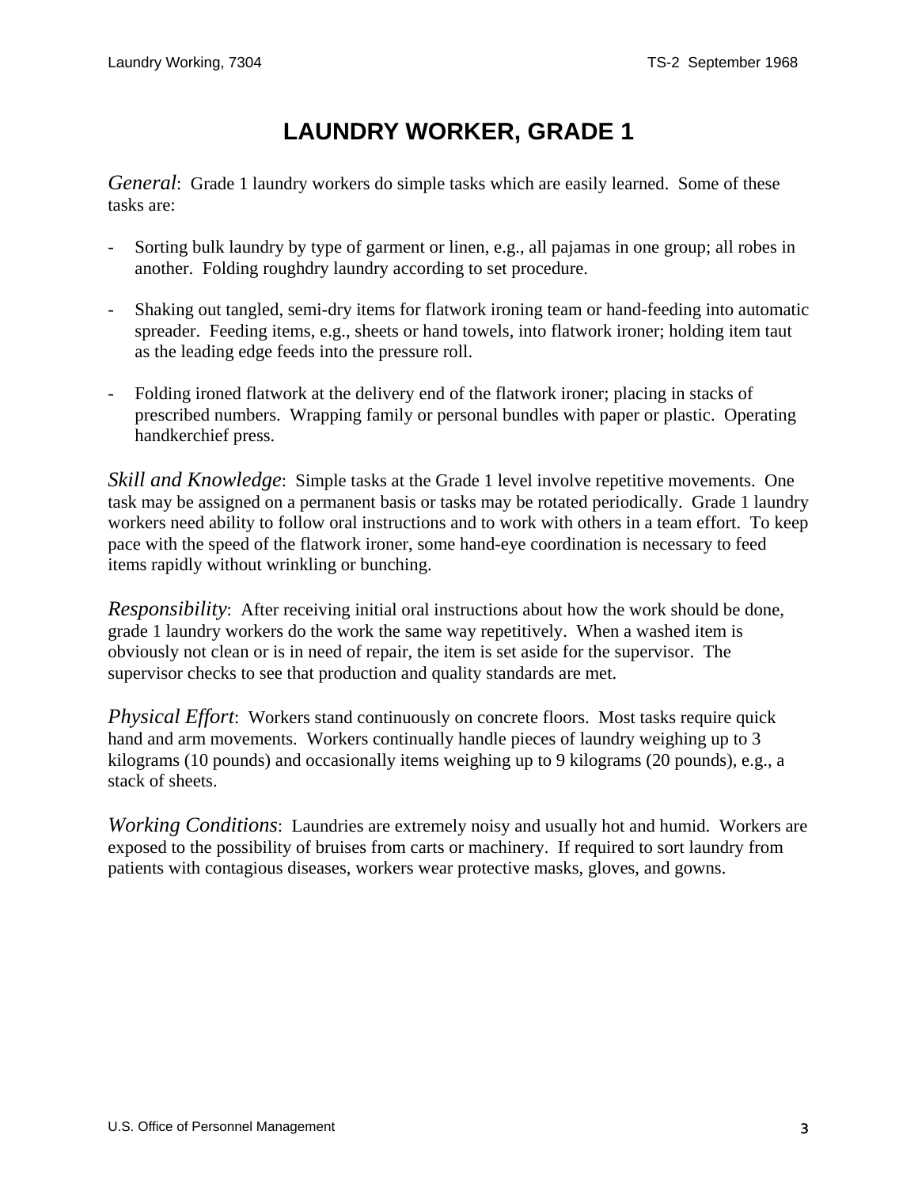# LAUNDRY WORKER, GRADE 1

*General*: Grade 1 laundry workers do simple tasks which are easily learned. Some of these tasks are:

- Sorting bulk laundry by type of garment or linen, e.g., all pajamas in one group; all robes in another. Folding roughdry laundry according to set procedure.
- Shaking out tangled, semi-dry items for flatwork ironing team or hand-feeding into automatic spreader. Feeding items, e.g., sheets or hand towels, into flatwork ironer; holding item taut as the leading edge feeds into the pressure roll.
- Folding ironed flatwork at the delivery end of the flatwork ironer; placing in stacks of prescribed numbers. Wrapping family or personal bundles with paper or plastic. Operating handkerchief press.

*Skill and Knowledge*: Simple tasks at the Grade 1 level involve repetitive movements. One task may be assigned on a permanent basis or tasks may be rotated periodically. Grade 1 laundry workers need ability to follow oral instructions and to work with others in a team effort. To keep pace with the speed of the flatwork ironer, some hand-eye coordination is necessary to feed items rapidly without wrinkling or bunching.

*Responsibility*: After receiving initial oral instructions about how the work should be done, grade 1 laundry workers do the work the same way repetitively. When a washed item is obviously not clean or is in need of repair, the item is set aside for the supervisor. The supervisor checks to see that production and quality standards are met.

*Physical Effort*: Workers stand continuously on concrete floors. Most tasks require quick hand and arm movements. Workers continually handle pieces of laundry weighing up to 3 kilograms (10 pounds) and occasionally items weighing up to 9 kilograms (20 pounds), e.g., a stack of sheets.

*Working Conditions*: Laundries are extremely noisy and usually hot and humid. Workers are exposed to the possibility of bruises from carts or machinery. If required to sort laundry from patients with contagious diseases, workers wear protective masks, gloves, and gowns.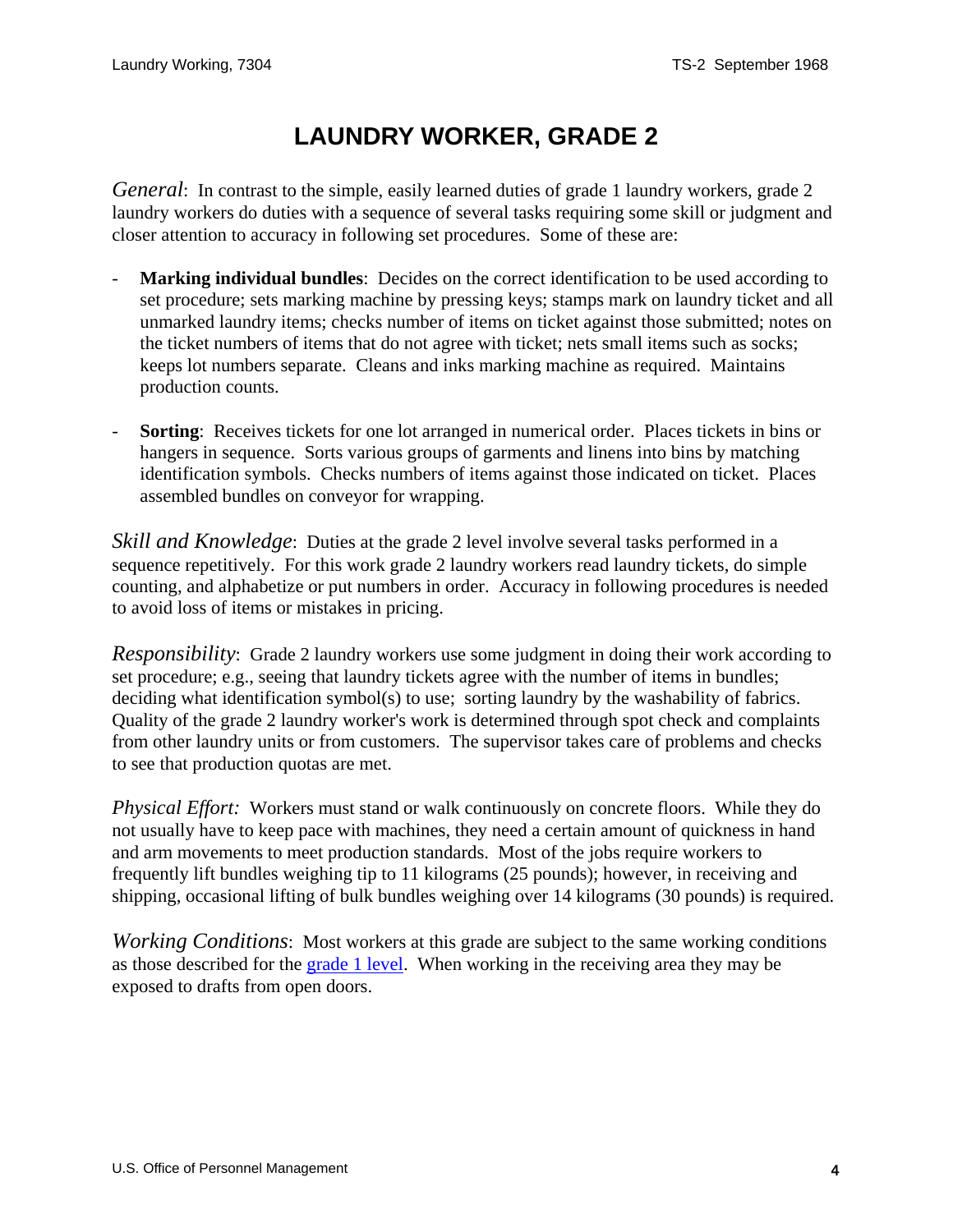# LAUNDRY WORKER, GRADE 2

*General*: In contrast to the simple, easily learned duties of grade 1 laundry workers, grade 2 laundry workers do duties with a sequence of several tasks requiring some skill or judgment and closer attention to accuracy in following set procedures. Some of these are:

- **Marking individual bundles**: Decides on the correct identification to be used according to set procedure; sets marking machine by pressing keys; stamps mark on laundry ticket and all unmarked laundry items; checks number of items on ticket against those submitted; notes on the ticket numbers of items that do not agree with ticket; nets small items such as socks; keeps lot numbers separate. Cleans and inks marking machine as required. Maintains production counts.

- **Sorting**: Receives tickets for one lot arranged in numerical order. Places tickets in bins or hangers in sequence. Sorts various groups of garments and linens into bins by matching identification symbols. Checks numbers of items against those indicated on ticket. Places assembled bundles on conveyor for wrapping.

*Skill and Knowledge*: Duties at the grade 2 level involve several tasks performed in a sequence repetitively. For this work grade 2 laundry workers read laundry tickets, do simple counting, and alphabetize or put numbers in order. Accuracy in following procedures is needed to avoid loss of items or mistakes in pricing.

*Responsibility*: Grade 2 laundry workers use some judgment in doing their work according to set procedure; e.g., seeing that laundry tickets agree with the number of items in bundles; deciding what identification symbol(s) to use; sorting laundry by the washability of fabrics. Quality of the grade 2 laundry worker's work is determined through spot check and complaints from other laundry units or from customers. The supervisor takes care of problems and checks to see that production quotas are met.

*Physical Effort:* Workers must stand or walk continuously on concrete floors. While they do not usually have to keep pace with machines, they need a certain amount of quickness in hand and arm movements to meet production standards. Most of the jobs require workers to frequently lift bundles weighing tip to 11 kilograms (25 pounds); however, in receiving and shipping, occasional lifting of bulk bundles weighing over 14 kilograms (30 pounds) is required.

*Working Conditions*: Most workers at this grade are subject to the same working conditions as those described for the grade 1 level. When working in the receiving area they may be exposed to drafts from open doors.